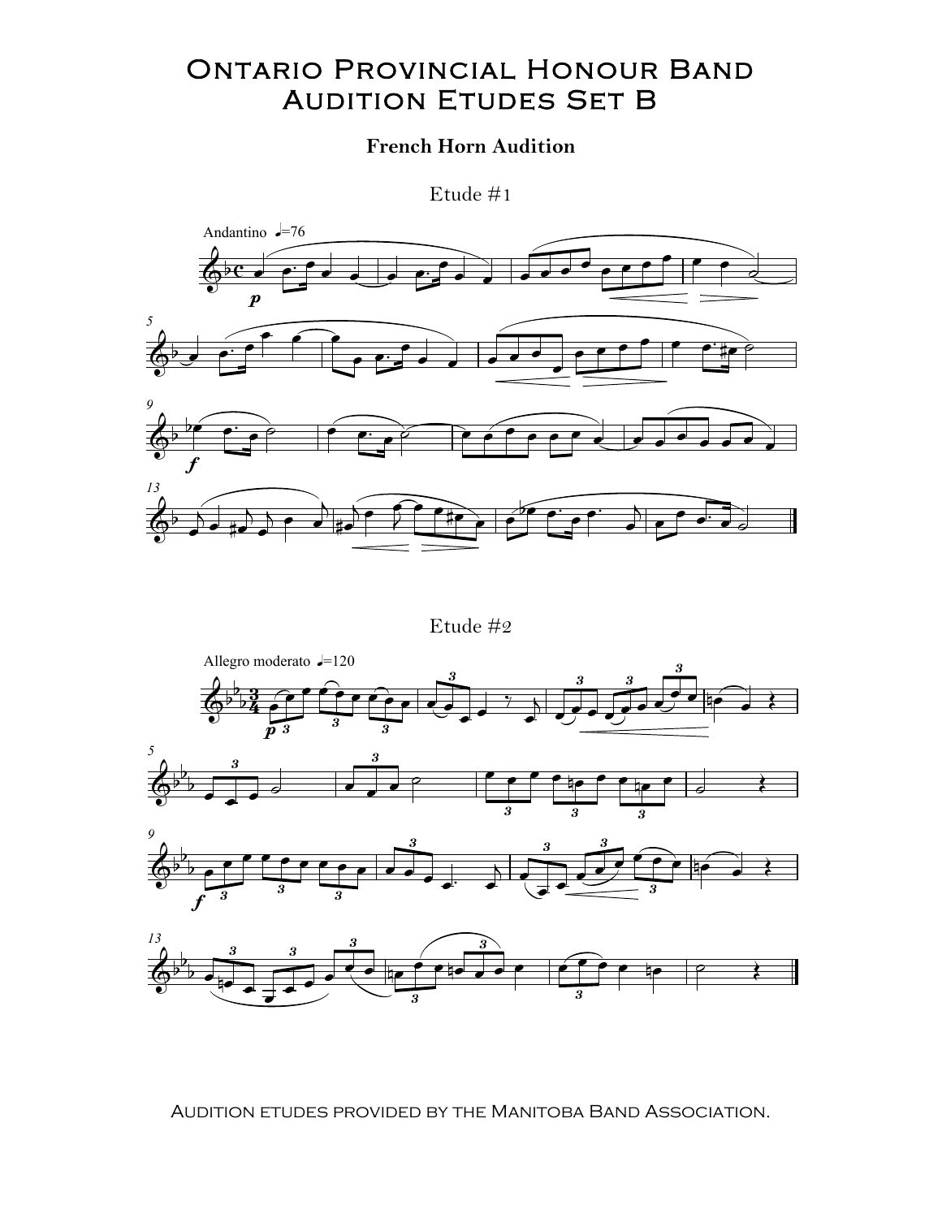# Ontario Provincial Honour Band Audition Etudes Set B

**French Horn Audition**

## Etude #1

## Etude #2

Audition etudes provided by the Manitoba Band Association.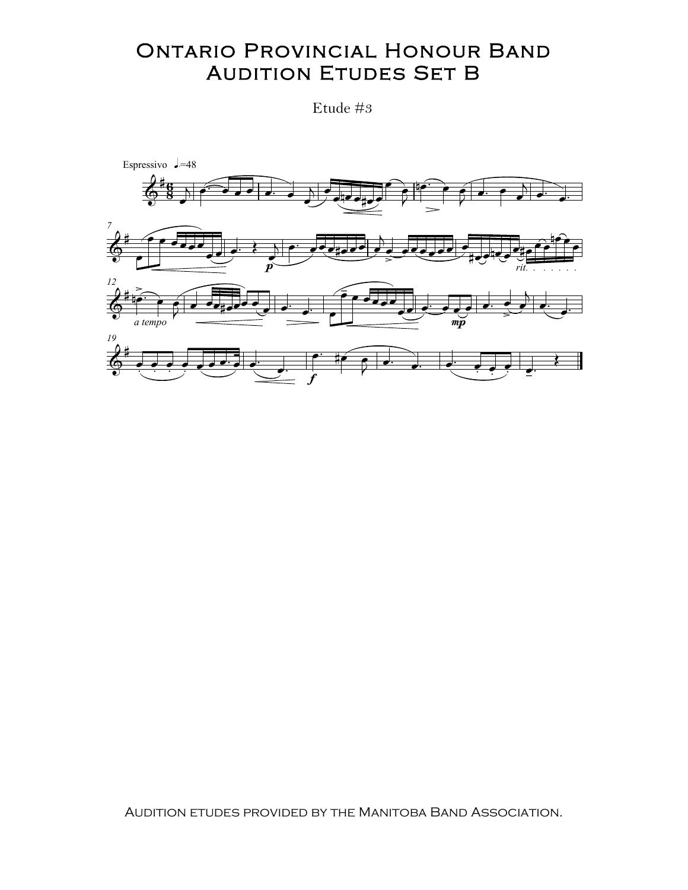# Ontario Provincial Honour Band Audition Etudes Set B

Etude #3

Audition etudes provided by the Manitoba Band Association.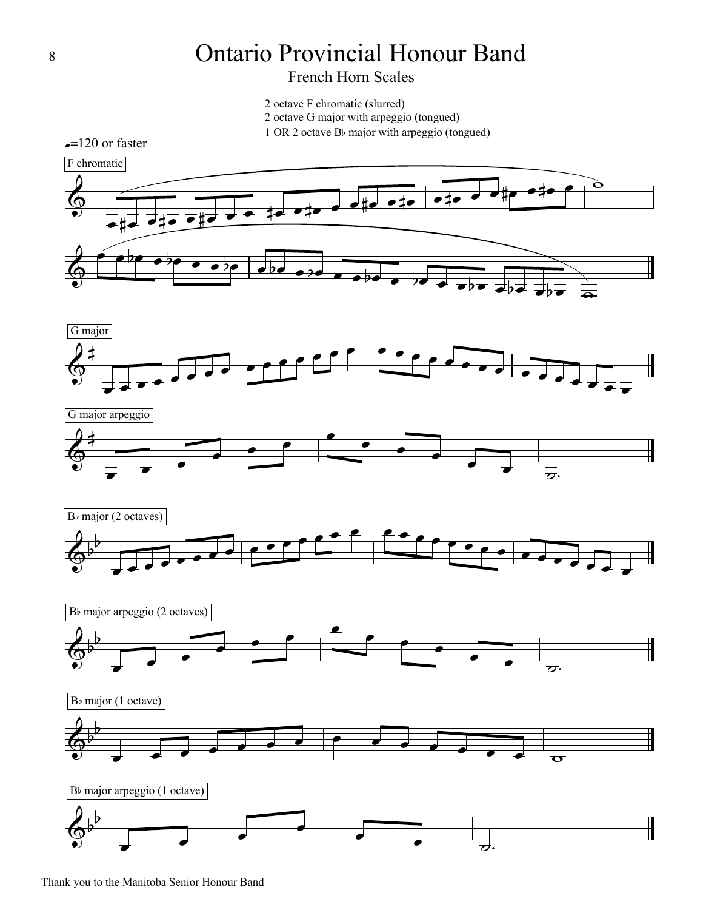# Ontario Provincial Honour Band

## French Horn Scales

2 octave F chromatic (slurred)
2 octave G major with arpeggio (tongued)
1 OR 2 octave B♭ major with arpeggio (tongued)

♩=120 or faster

F chromatic

G major

G major arpeggio

B♭ major (2 octaves)

B♭ major arpeggio (2 octaves)

B♭ major (1 octave)

B♭ major arpeggio (1 octave)

Thank you to the Manitoba Senior Honour Band